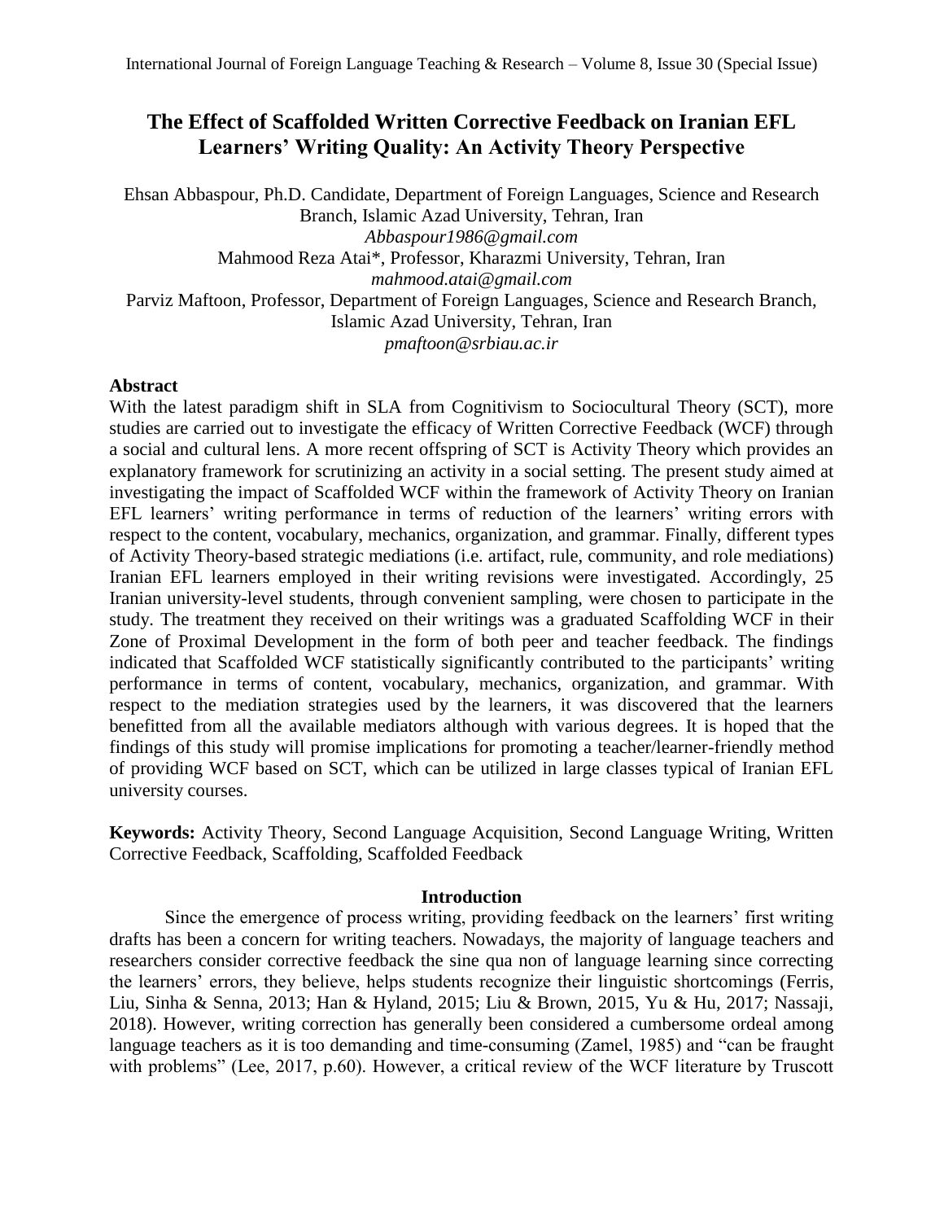# The Effect of Scaffolded Written Corrective Feedback on Iranian EFL Learners' Writing Quality: An Activity Theory Perspective

Ehsan Abbaspour, Ph.D. Candidate, Department of Foreign Languages, Science and Research Branch, Islamic Azad University, Tehran, Iran
*Abbaspour1986@gmail.com*
Mahmood Reza Atai*, Professor, Kharazmi University, Tehran, Iran
*mahmood.atai@gmail.com*
Parviz Maftoon, Professor, Department of Foreign Languages, Science and Research Branch, Islamic Azad University, Tehran, Iran
*pmaftoon@srbiau.ac.ir*

## Abstract

With the latest paradigm shift in SLA from Cognitivism to Sociocultural Theory (SCT), more studies are carried out to investigate the efficacy of Written Corrective Feedback (WCF) through a social and cultural lens. A more recent offspring of SCT is Activity Theory which provides an explanatory framework for scrutinizing an activity in a social setting. The present study aimed at investigating the impact of Scaffolded WCF within the framework of Activity Theory on Iranian EFL learners' writing performance in terms of reduction of the learners' writing errors with respect to the content, vocabulary, mechanics, organization, and grammar. Finally, different types of Activity Theory-based strategic mediations (i.e. artifact, rule, community, and role mediations) Iranian EFL learners employed in their writing revisions were investigated. Accordingly, 25 Iranian university-level students, through convenient sampling, were chosen to participate in the study. The treatment they received on their writings was a graduated Scaffolding WCF in their Zone of Proximal Development in the form of both peer and teacher feedback. The findings indicated that Scaffolded WCF statistically significantly contributed to the participants' writing performance in terms of content, vocabulary, mechanics, organization, and grammar. With respect to the mediation strategies used by the learners, it was discovered that the learners benefitted from all the available mediators although with various degrees. It is hoped that the findings of this study will promise implications for promoting a teacher/learner-friendly method of providing WCF based on SCT, which can be utilized in large classes typical of Iranian EFL university courses.

**Keywords:** Activity Theory, Second Language Acquisition, Second Language Writing, Written Corrective Feedback, Scaffolding, Scaffolded Feedback

## Introduction

Since the emergence of process writing, providing feedback on the learners' first writing drafts has been a concern for writing teachers. Nowadays, the majority of language teachers and researchers consider corrective feedback the sine qua non of language learning since correcting the learners' errors, they believe, helps students recognize their linguistic shortcomings (Ferris, Liu, Sinha & Senna, 2013; Han & Hyland, 2015; Liu & Brown, 2015, Yu & Hu, 2017; Nassaji, 2018). However, writing correction has generally been considered a cumbersome ordeal among language teachers as it is too demanding and time-consuming (Zamel, 1985) and "can be fraught with problems" (Lee, 2017, p.60). However, a critical review of the WCF literature by Truscott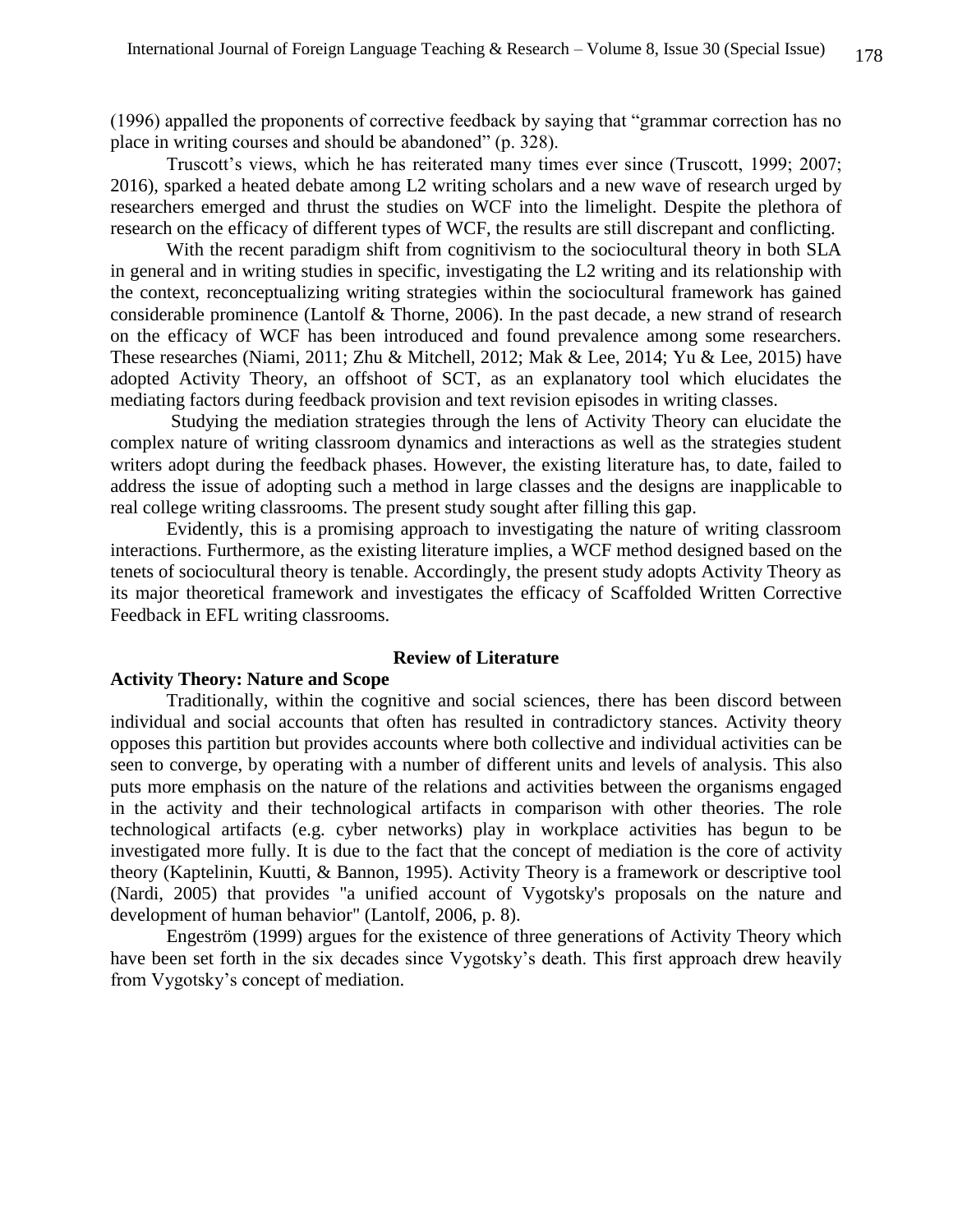(1996) appalled the proponents of corrective feedback by saying that "grammar correction has no place in writing courses and should be abandoned" (p. 328).

Truscott's views, which he has reiterated many times ever since (Truscott, 1999; 2007; 2016), sparked a heated debate among L2 writing scholars and a new wave of research urged by researchers emerged and thrust the studies on WCF into the limelight. Despite the plethora of research on the efficacy of different types of WCF, the results are still discrepant and conflicting.

With the recent paradigm shift from cognitivism to the sociocultural theory in both SLA in general and in writing studies in specific, investigating the L2 writing and its relationship with the context, reconceptualizing writing strategies within the sociocultural framework has gained considerable prominence (Lantolf & Thorne, 2006). In the past decade, a new strand of research on the efficacy of WCF has been introduced and found prevalence among some researchers. These researches (Niami, 2011; Zhu & Mitchell, 2012; Mak & Lee, 2014; Yu & Lee, 2015) have adopted Activity Theory, an offshoot of SCT, as an explanatory tool which elucidates the mediating factors during feedback provision and text revision episodes in writing classes.

Studying the mediation strategies through the lens of Activity Theory can elucidate the complex nature of writing classroom dynamics and interactions as well as the strategies student writers adopt during the feedback phases. However, the existing literature has, to date, failed to address the issue of adopting such a method in large classes and the designs are inapplicable to real college writing classrooms. The present study sought after filling this gap.

Evidently, this is a promising approach to investigating the nature of writing classroom interactions. Furthermore, as the existing literature implies, a WCF method designed based on the tenets of sociocultural theory is tenable. Accordingly, the present study adopts Activity Theory as its major theoretical framework and investigates the efficacy of Scaffolded Written Corrective Feedback in EFL writing classrooms.

## Review of Literature

### Activity Theory: Nature and Scope

Traditionally, within the cognitive and social sciences, there has been discord between individual and social accounts that often has resulted in contradictory stances. Activity theory opposes this partition but provides accounts where both collective and individual activities can be seen to converge, by operating with a number of different units and levels of analysis. This also puts more emphasis on the nature of the relations and activities between the organisms engaged in the activity and their technological artifacts in comparison with other theories. The role technological artifacts (e.g. cyber networks) play in workplace activities has begun to be investigated more fully. It is due to the fact that the concept of mediation is the core of activity theory (Kaptelinin, Kuutti, & Bannon, 1995). Activity Theory is a framework or descriptive tool (Nardi, 2005) that provides "a unified account of Vygotsky's proposals on the nature and development of human behavior" (Lantolf, 2006, p. 8).

Engeström (1999) argues for the existence of three generations of Activity Theory which have been set forth in the six decades since Vygotsky's death. This first approach drew heavily from Vygotsky's concept of mediation.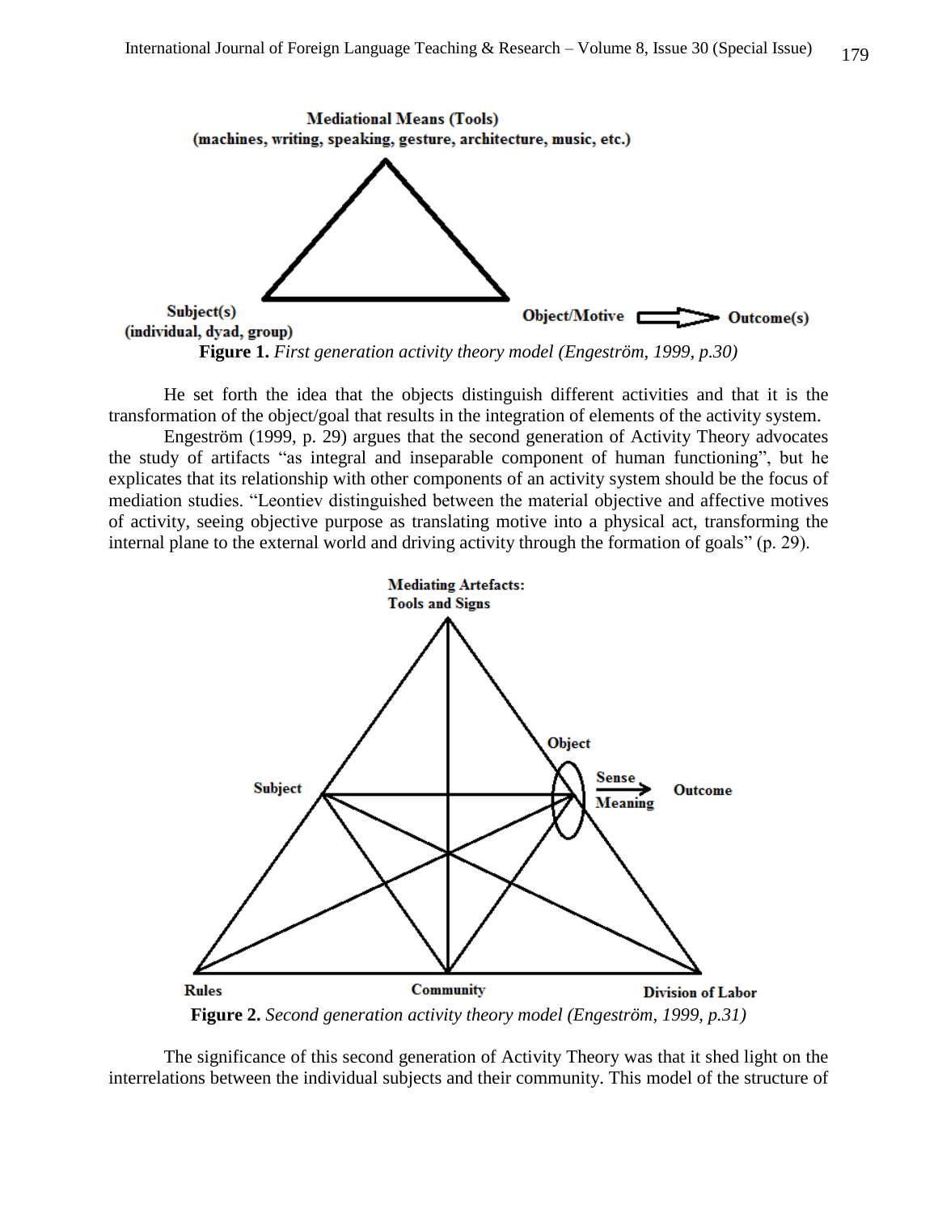Figure 1. *First generation activity theory model (Engeström, 1999, p.30)*

He set forth the idea that the objects distinguish different activities and that it is the transformation of the object/goal that results in the integration of elements of the activity system.

Engeström (1999, p. 29) argues that the second generation of Activity Theory advocates the study of artifacts "as integral and inseparable component of human functioning", but he explicates that its relationship with other components of an activity system should be the focus of mediation studies. "Leontiev distinguished between the material objective and affective motives of activity, seeing objective purpose as translating motive into a physical act, transforming the internal plane to the external world and driving activity through the formation of goals" (p. 29).

Figure 2. *Second generation activity theory model (Engeström, 1999, p.31)*

The significance of this second generation of Activity Theory was that it shed light on the interrelations between the individual subjects and their community. This model of the structure of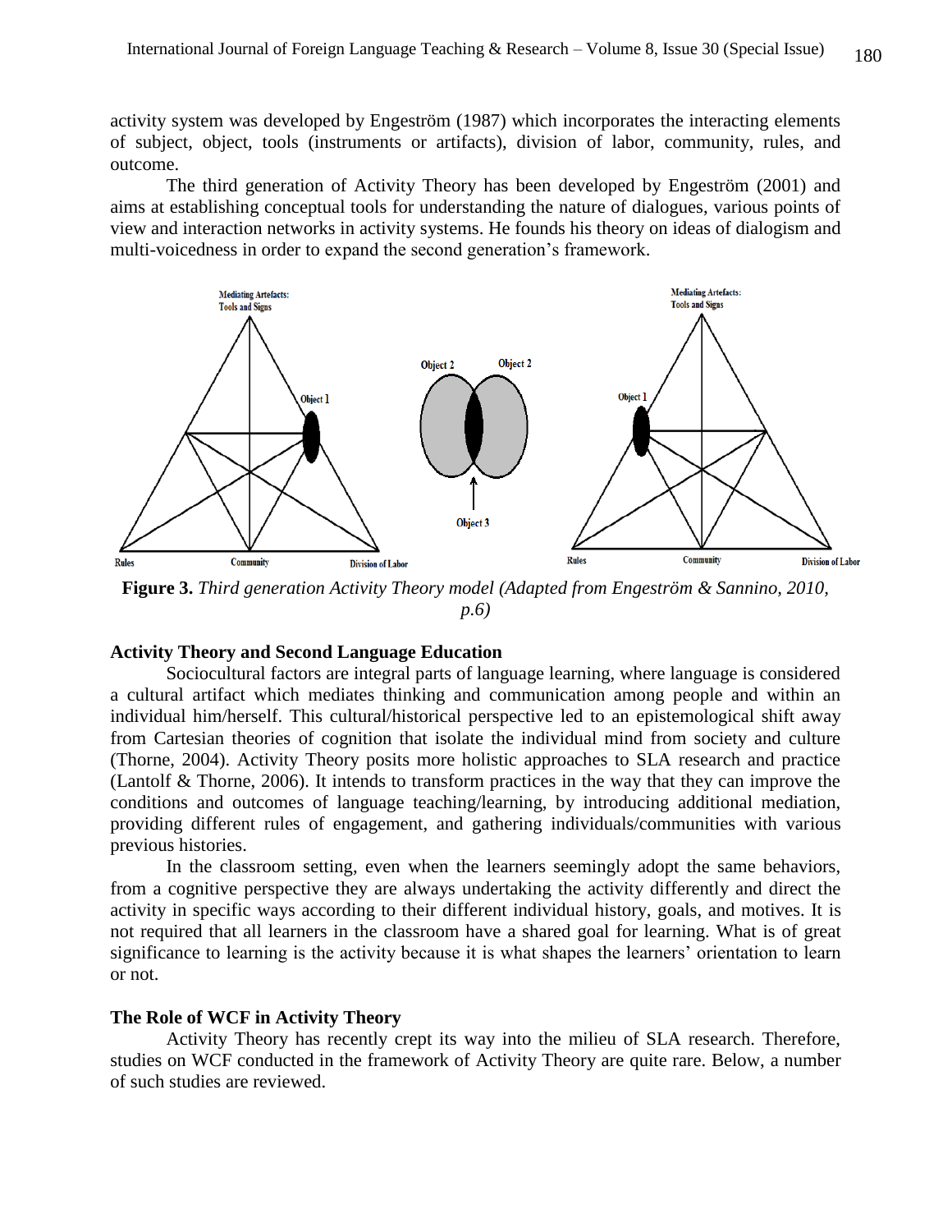activity system was developed by Engeström (1987) which incorporates the interacting elements of subject, object, tools (instruments or artifacts), division of labor, community, rules, and outcome.

The third generation of Activity Theory has been developed by Engeström (2001) and aims at establishing conceptual tools for understanding the nature of dialogues, various points of view and interaction networks in activity systems. He founds his theory on ideas of dialogism and multi-voicedness in order to expand the second generation's framework.

**Figure 3.** *Third generation Activity Theory model (Adapted from Engeström & Sannino, 2010, p.6)*

### Activity Theory and Second Language Education

Sociocultural factors are integral parts of language learning, where language is considered a cultural artifact which mediates thinking and communication among people and within an individual him/herself. This cultural/historical perspective led to an epistemological shift away from Cartesian theories of cognition that isolate the individual mind from society and culture (Thorne, 2004). Activity Theory posits more holistic approaches to SLA research and practice (Lantolf & Thorne, 2006). It intends to transform practices in the way that they can improve the conditions and outcomes of language teaching/learning, by introducing additional mediation, providing different rules of engagement, and gathering individuals/communities with various previous histories.

In the classroom setting, even when the learners seemingly adopt the same behaviors, from a cognitive perspective they are always undertaking the activity differently and direct the activity in specific ways according to their different individual history, goals, and motives. It is not required that all learners in the classroom have a shared goal for learning. What is of great significance to learning is the activity because it is what shapes the learners' orientation to learn or not.

### The Role of WCF in Activity Theory

Activity Theory has recently crept its way into the milieu of SLA research. Therefore, studies on WCF conducted in the framework of Activity Theory are quite rare. Below, a number of such studies are reviewed.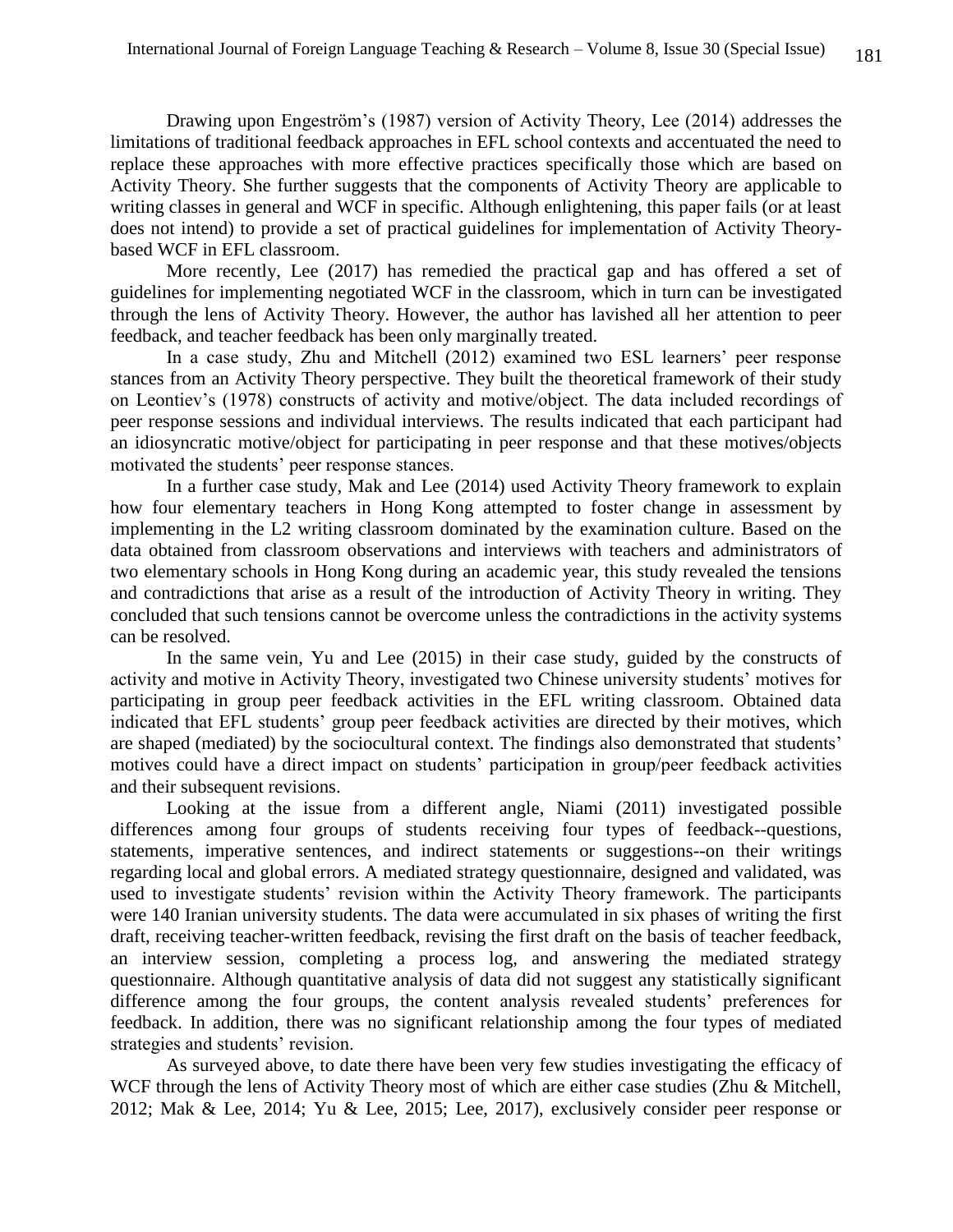Drawing upon Engeström's (1987) version of Activity Theory, Lee (2014) addresses the limitations of traditional feedback approaches in EFL school contexts and accentuated the need to replace these approaches with more effective practices specifically those which are based on Activity Theory. She further suggests that the components of Activity Theory are applicable to writing classes in general and WCF in specific. Although enlightening, this paper fails (or at least does not intend) to provide a set of practical guidelines for implementation of Activity Theory-based WCF in EFL classroom.

More recently, Lee (2017) has remedied the practical gap and has offered a set of guidelines for implementing negotiated WCF in the classroom, which in turn can be investigated through the lens of Activity Theory. However, the author has lavished all her attention to peer feedback, and teacher feedback has been only marginally treated.

In a case study, Zhu and Mitchell (2012) examined two ESL learners' peer response stances from an Activity Theory perspective. They built the theoretical framework of their study on Leontiev's (1978) constructs of activity and motive/object. The data included recordings of peer response sessions and individual interviews. The results indicated that each participant had an idiosyncratic motive/object for participating in peer response and that these motives/objects motivated the students' peer response stances.

In a further case study, Mak and Lee (2014) used Activity Theory framework to explain how four elementary teachers in Hong Kong attempted to foster change in assessment by implementing in the L2 writing classroom dominated by the examination culture. Based on the data obtained from classroom observations and interviews with teachers and administrators of two elementary schools in Hong Kong during an academic year, this study revealed the tensions and contradictions that arise as a result of the introduction of Activity Theory in writing. They concluded that such tensions cannot be overcome unless the contradictions in the activity systems can be resolved.

In the same vein, Yu and Lee (2015) in their case study, guided by the constructs of activity and motive in Activity Theory, investigated two Chinese university students' motives for participating in group peer feedback activities in the EFL writing classroom. Obtained data indicated that EFL students' group peer feedback activities are directed by their motives, which are shaped (mediated) by the sociocultural context. The findings also demonstrated that students' motives could have a direct impact on students' participation in group/peer feedback activities and their subsequent revisions.

Looking at the issue from a different angle, Niami (2011) investigated possible differences among four groups of students receiving four types of feedback--questions, statements, imperative sentences, and indirect statements or suggestions--on their writings regarding local and global errors. A mediated strategy questionnaire, designed and validated, was used to investigate students' revision within the Activity Theory framework. The participants were 140 Iranian university students. The data were accumulated in six phases of writing the first draft, receiving teacher-written feedback, revising the first draft on the basis of teacher feedback, an interview session, completing a process log, and answering the mediated strategy questionnaire. Although quantitative analysis of data did not suggest any statistically significant difference among the four groups, the content analysis revealed students' preferences for feedback. In addition, there was no significant relationship among the four types of mediated strategies and students' revision.

As surveyed above, to date there have been very few studies investigating the efficacy of WCF through the lens of Activity Theory most of which are either case studies (Zhu & Mitchell, 2012; Mak & Lee, 2014; Yu & Lee, 2015; Lee, 2017), exclusively consider peer response or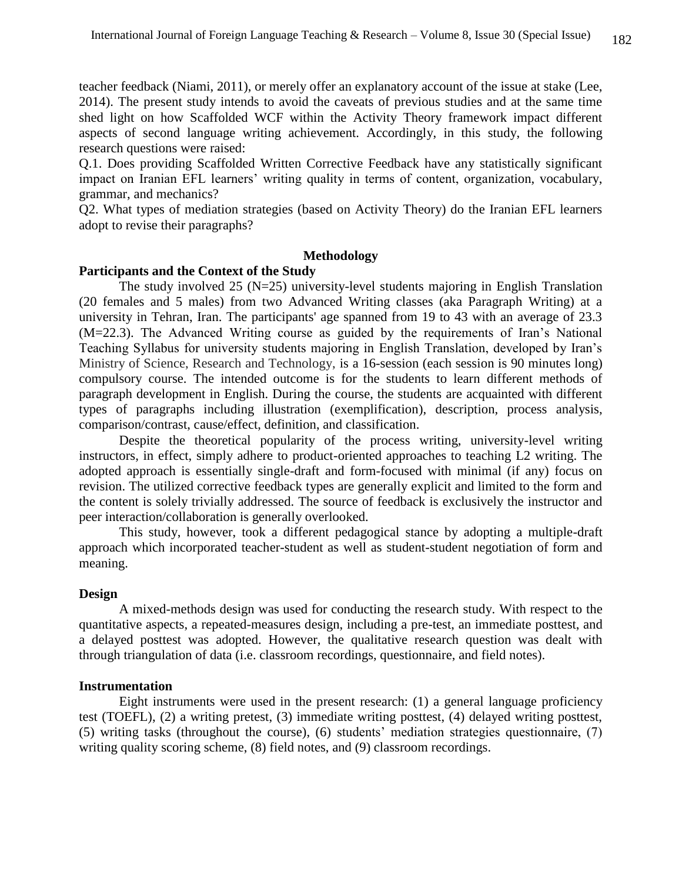teacher feedback (Niami, 2011), or merely offer an explanatory account of the issue at stake (Lee, 2014). The present study intends to avoid the caveats of previous studies and at the same time shed light on how Scaffolded WCF within the Activity Theory framework impact different aspects of second language writing achievement. Accordingly, in this study, the following research questions were raised:

Q.1. Does providing Scaffolded Written Corrective Feedback have any statistically significant impact on Iranian EFL learners' writing quality in terms of content, organization, vocabulary, grammar, and mechanics?

Q2. What types of mediation strategies (based on Activity Theory) do the Iranian EFL learners adopt to revise their paragraphs?

## Methodology

### Participants and the Context of the Study

The study involved 25 (N=25) university-level students majoring in English Translation (20 females and 5 males) from two Advanced Writing classes (aka Paragraph Writing) at a university in Tehran, Iran. The participants' age spanned from 19 to 43 with an average of 23.3 (M=22.3). The Advanced Writing course as guided by the requirements of Iran's National Teaching Syllabus for university students majoring in English Translation, developed by Iran's Ministry of Science, Research and Technology, is a 16-session (each session is 90 minutes long) compulsory course. The intended outcome is for the students to learn different methods of paragraph development in English. During the course, the students are acquainted with different types of paragraphs including illustration (exemplification), description, process analysis, comparison/contrast, cause/effect, definition, and classification.

Despite the theoretical popularity of the process writing, university-level writing instructors, in effect, simply adhere to product-oriented approaches to teaching L2 writing. The adopted approach is essentially single-draft and form-focused with minimal (if any) focus on revision. The utilized corrective feedback types are generally explicit and limited to the form and the content is solely trivially addressed. The source of feedback is exclusively the instructor and peer interaction/collaboration is generally overlooked.

This study, however, took a different pedagogical stance by adopting a multiple-draft approach which incorporated teacher-student as well as student-student negotiation of form and meaning.

### Design

A mixed-methods design was used for conducting the research study. With respect to the quantitative aspects, a repeated-measures design, including a pre-test, an immediate posttest, and a delayed posttest was adopted. However, the qualitative research question was dealt with through triangulation of data (i.e. classroom recordings, questionnaire, and field notes).

### Instrumentation

Eight instruments were used in the present research: (1) a general language proficiency test (TOEFL), (2) a writing pretest, (3) immediate writing posttest, (4) delayed writing posttest, (5) writing tasks (throughout the course), (6) students' mediation strategies questionnaire, (7) writing quality scoring scheme, (8) field notes, and (9) classroom recordings.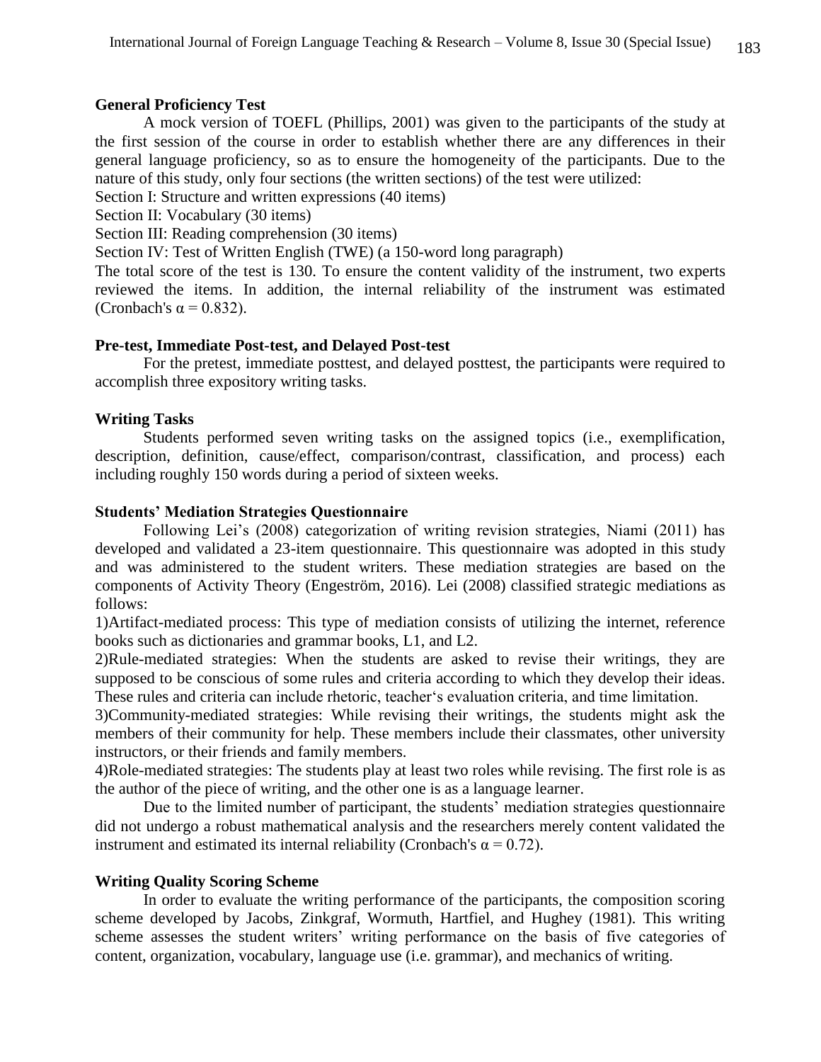### General Proficiency Test

A mock version of TOEFL (Phillips, 2001) was given to the participants of the study at the first session of the course in order to establish whether there are any differences in their general language proficiency, so as to ensure the homogeneity of the participants. Due to the nature of this study, only four sections (the written sections) of the test were utilized:

Section I: Structure and written expressions (40 items)

Section II: Vocabulary (30 items)

Section III: Reading comprehension (30 items)

Section IV: Test of Written English (TWE) (a 150-word long paragraph)

The total score of the test is 130. To ensure the content validity of the instrument, two experts reviewed the items. In addition, the internal reliability of the instrument was estimated (Cronbach's $\alpha = 0.832$).

### Pre-test, Immediate Post-test, and Delayed Post-test

For the pretest, immediate posttest, and delayed posttest, the participants were required to accomplish three expository writing tasks.

### Writing Tasks

Students performed seven writing tasks on the assigned topics (i.e., exemplification, description, definition, cause/effect, comparison/contrast, classification, and process) each including roughly 150 words during a period of sixteen weeks.

### Students' Mediation Strategies Questionnaire

Following Lei's (2008) categorization of writing revision strategies, Niami (2011) has developed and validated a 23-item questionnaire. This questionnaire was adopted in this study and was administered to the student writers. These mediation strategies are based on the components of Activity Theory (Engeström, 2016). Lei (2008) classified strategic mediations as follows:

1)Artifact-mediated process: This type of mediation consists of utilizing the internet, reference books such as dictionaries and grammar books, L1, and L2.

2)Rule-mediated strategies: When the students are asked to revise their writings, they are supposed to be conscious of some rules and criteria according to which they develop their ideas. These rules and criteria can include rhetoric, teacher's evaluation criteria, and time limitation.

3)Community-mediated strategies: While revising their writings, the students might ask the members of their community for help. These members include their classmates, other university instructors, or their friends and family members.

4)Role-mediated strategies: The students play at least two roles while revising. The first role is as the author of the piece of writing, and the other one is as a language learner.

Due to the limited number of participant, the students' mediation strategies questionnaire did not undergo a robust mathematical analysis and the researchers merely content validated the instrument and estimated its internal reliability (Cronbach's $\alpha = 0.72$).

### Writing Quality Scoring Scheme

In order to evaluate the writing performance of the participants, the composition scoring scheme developed by Jacobs, Zinkgraf, Wormuth, Hartfiel, and Hughey (1981). This writing scheme assesses the student writers' writing performance on the basis of five categories of content, organization, vocabulary, language use (i.e. grammar), and mechanics of writing.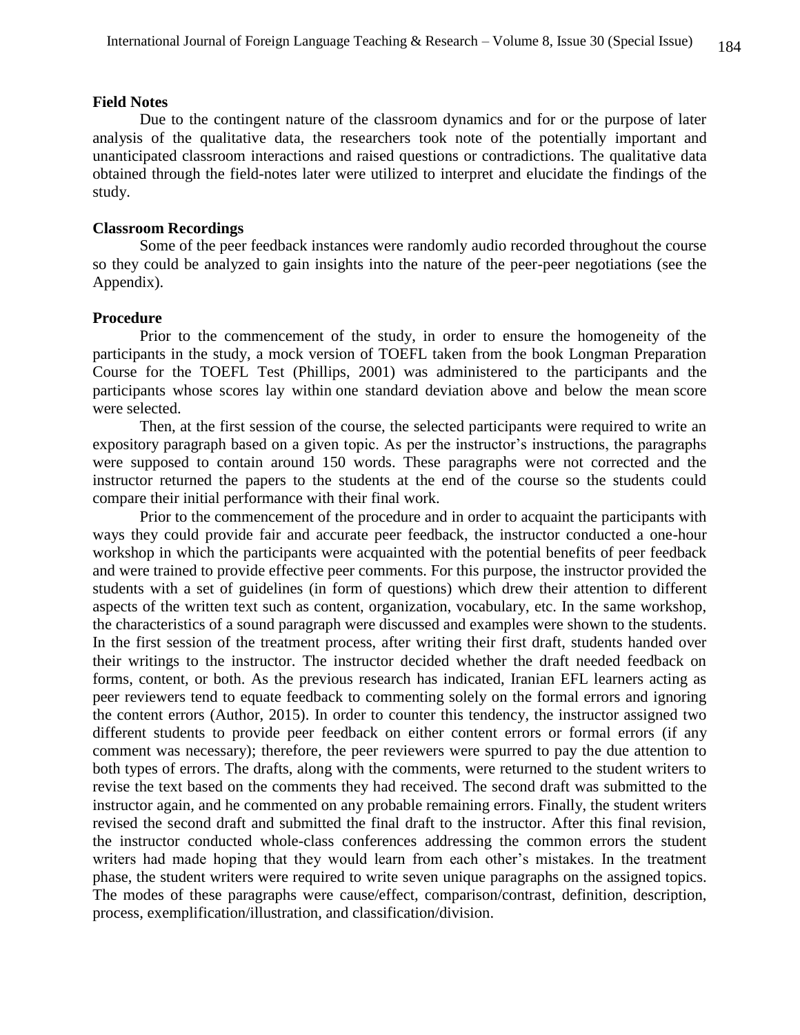**Field Notes**

Due to the contingent nature of the classroom dynamics and for or the purpose of later analysis of the qualitative data, the researchers took note of the potentially important and unanticipated classroom interactions and raised questions or contradictions. The qualitative data obtained through the field-notes later were utilized to interpret and elucidate the findings of the study.

**Classroom Recordings**

Some of the peer feedback instances were randomly audio recorded throughout the course so they could be analyzed to gain insights into the nature of the peer-peer negotiations (see the Appendix).

**Procedure**

Prior to the commencement of the study, in order to ensure the homogeneity of the participants in the study, a mock version of TOEFL taken from the book Longman Preparation Course for the TOEFL Test (Phillips, 2001) was administered to the participants and the participants whose scores lay within one standard deviation above and below the mean score were selected.

Then, at the first session of the course, the selected participants were required to write an expository paragraph based on a given topic. As per the instructor's instructions, the paragraphs were supposed to contain around 150 words. These paragraphs were not corrected and the instructor returned the papers to the students at the end of the course so the students could compare their initial performance with their final work.

Prior to the commencement of the procedure and in order to acquaint the participants with ways they could provide fair and accurate peer feedback, the instructor conducted a one-hour workshop in which the participants were acquainted with the potential benefits of peer feedback and were trained to provide effective peer comments. For this purpose, the instructor provided the students with a set of guidelines (in form of questions) which drew their attention to different aspects of the written text such as content, organization, vocabulary, etc. In the same workshop, the characteristics of a sound paragraph were discussed and examples were shown to the students. In the first session of the treatment process, after writing their first draft, students handed over their writings to the instructor. The instructor decided whether the draft needed feedback on forms, content, or both. As the previous research has indicated, Iranian EFL learners acting as peer reviewers tend to equate feedback to commenting solely on the formal errors and ignoring the content errors (Author, 2015). In order to counter this tendency, the instructor assigned two different students to provide peer feedback on either content errors or formal errors (if any comment was necessary); therefore, the peer reviewers were spurred to pay the due attention to both types of errors. The drafts, along with the comments, were returned to the student writers to revise the text based on the comments they had received. The second draft was submitted to the instructor again, and he commented on any probable remaining errors. Finally, the student writers revised the second draft and submitted the final draft to the instructor. After this final revision, the instructor conducted whole-class conferences addressing the common errors the student writers had made hoping that they would learn from each other's mistakes. In the treatment phase, the student writers were required to write seven unique paragraphs on the assigned topics. The modes of these paragraphs were cause/effect, comparison/contrast, definition, description, process, exemplification/illustration, and classification/division.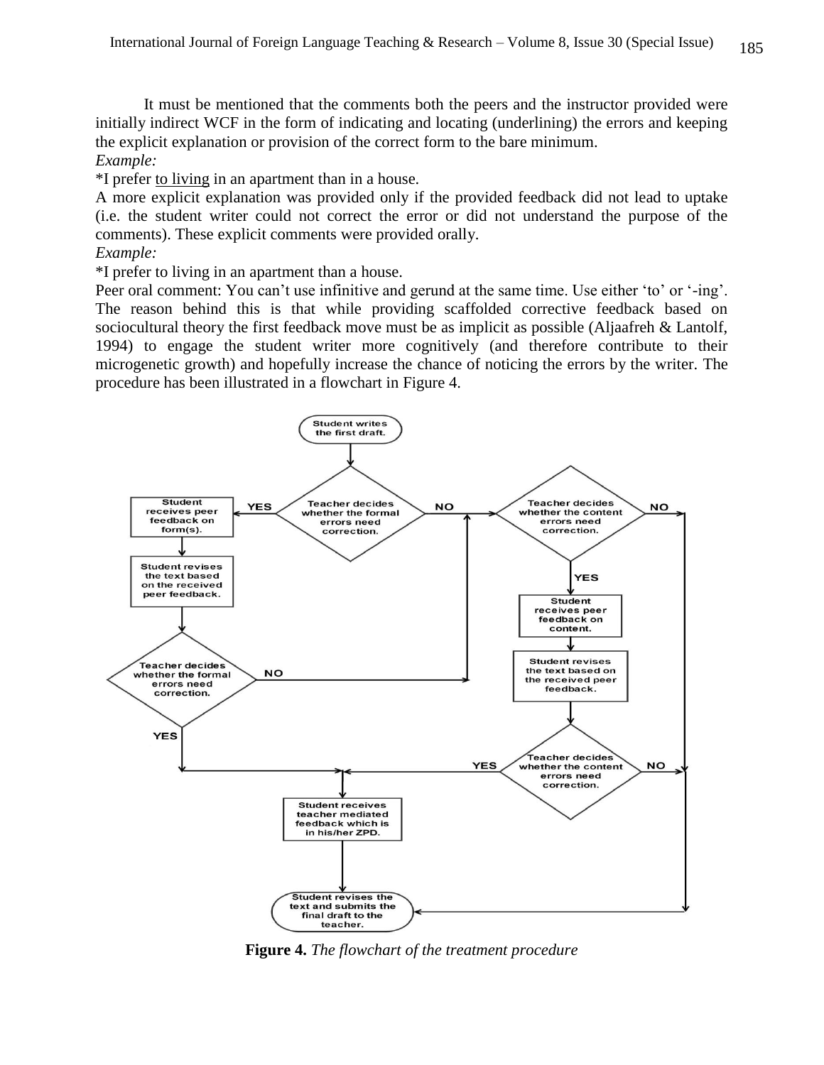It must be mentioned that the comments both the peers and the instructor provided were initially indirect WCF in the form of indicating and locating (underlining) the errors and keeping the explicit explanation or provision of the correct form to the bare minimum.

*Example:*

*I prefer to living in an apartment than in a house.

A more explicit explanation was provided only if the provided feedback did not lead to uptake (i.e. the student writer could not correct the error or did not understand the purpose of the comments). These explicit comments were provided orally.

*Example:*

*I prefer to living in an apartment than a house.

Peer oral comment: You can't use infinitive and gerund at the same time. Use either 'to' or '-ing'.

The reason behind this is that while providing scaffolded corrective feedback based on sociocultural theory the first feedback move must be as implicit as possible (Aljaafreh & Lantolf, 1994) to engage the student writer more cognitively (and therefore contribute to their microgenetic growth) and hopefully increase the chance of noticing the errors by the writer. The procedure has been illustrated in a flowchart in Figure 4.

**Figure 4.** *The flowchart of the treatment procedure*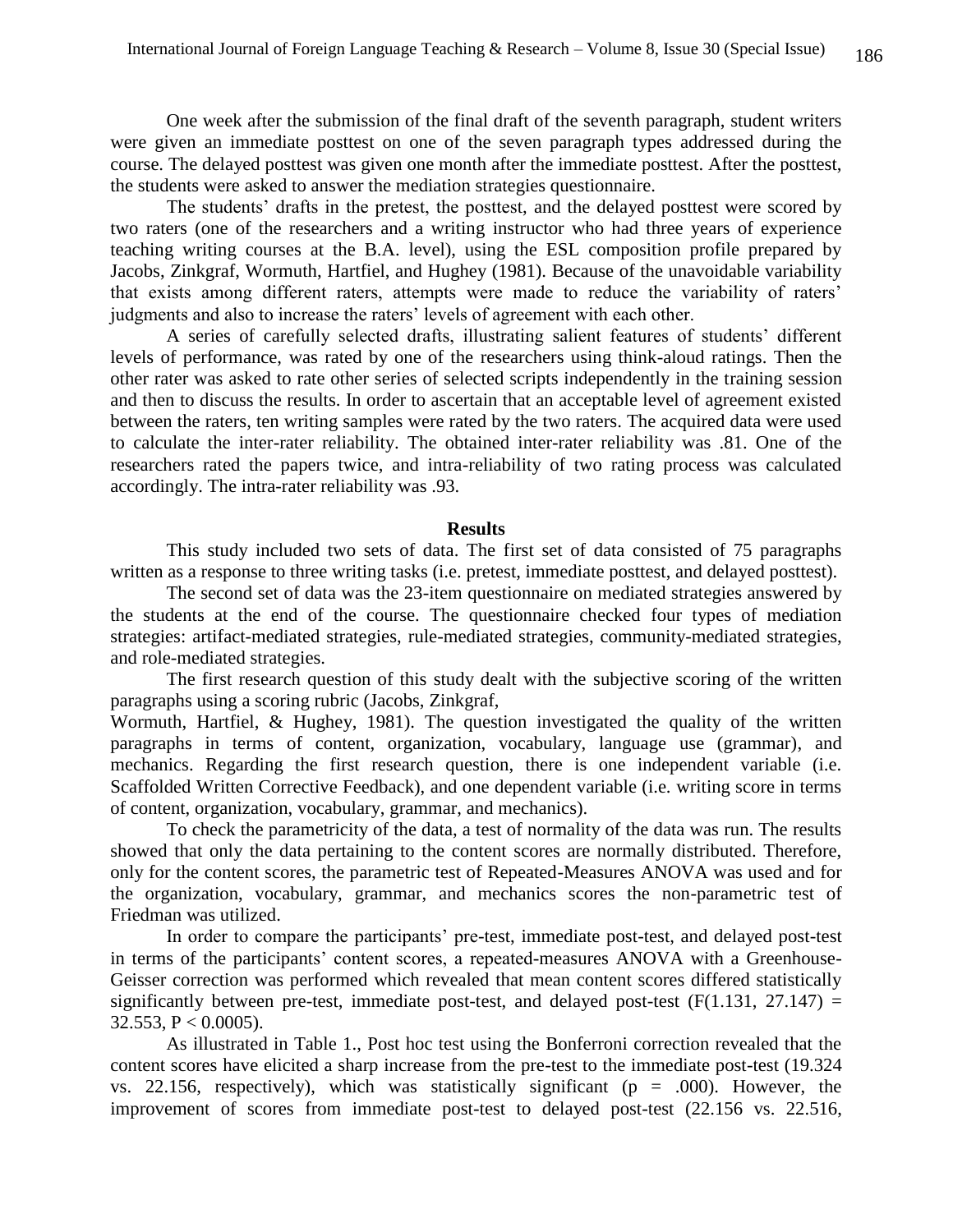One week after the submission of the final draft of the seventh paragraph, student writers were given an immediate posttest on one of the seven paragraph types addressed during the course. The delayed posttest was given one month after the immediate posttest. After the posttest, the students were asked to answer the mediation strategies questionnaire.

The students' drafts in the pretest, the posttest, and the delayed posttest were scored by two raters (one of the researchers and a writing instructor who had three years of experience teaching writing courses at the B.A. level), using the ESL composition profile prepared by Jacobs, Zinkgraf, Wormuth, Hartfiel, and Hughey (1981). Because of the unavoidable variability that exists among different raters, attempts were made to reduce the variability of raters' judgments and also to increase the raters' levels of agreement with each other.

A series of carefully selected drafts, illustrating salient features of students' different levels of performance, was rated by one of the researchers using think-aloud ratings. Then the other rater was asked to rate other series of selected scripts independently in the training session and then to discuss the results. In order to ascertain that an acceptable level of agreement existed between the raters, ten writing samples were rated by the two raters. The acquired data were used to calculate the inter-rater reliability. The obtained inter-rater reliability was .81. One of the researchers rated the papers twice, and intra-reliability of two rating process was calculated accordingly. The intra-rater reliability was .93.

## Results

This study included two sets of data. The first set of data consisted of 75 paragraphs written as a response to three writing tasks (i.e. pretest, immediate posttest, and delayed posttest).

The second set of data was the 23-item questionnaire on mediated strategies answered by the students at the end of the course. The questionnaire checked four types of mediation strategies: artifact-mediated strategies, rule-mediated strategies, community-mediated strategies, and role-mediated strategies.

The first research question of this study dealt with the subjective scoring of the written paragraphs using a scoring rubric (Jacobs, Zinkgraf, Wormuth, Hartfiel, & Hughey, 1981). The question investigated the quality of the written paragraphs in terms of content, organization, vocabulary, language use (grammar), and mechanics. Regarding the first research question, there is one independent variable (i.e. Scaffolded Written Corrective Feedback), and one dependent variable (i.e. writing score in terms of content, organization, vocabulary, grammar, and mechanics).

To check the parametricity of the data, a test of normality of the data was run. The results showed that only the data pertaining to the content scores are normally distributed. Therefore, only for the content scores, the parametric test of Repeated-Measures ANOVA was used and for the organization, vocabulary, grammar, and mechanics scores the non-parametric test of Friedman was utilized.

In order to compare the participants' pre-test, immediate post-test, and delayed post-test in terms of the participants' content scores, a repeated-measures ANOVA with a Greenhouse-Geisser correction was performed which revealed that mean content scores differed statistically significantly between pre-test, immediate post-test, and delayed post-test ($F(1.131, 27.147) = 32.553$, $P < 0.0005$).

As illustrated in Table 1., Post hoc test using the Bonferroni correction revealed that the content scores have elicited a sharp increase from the pre-test to the immediate post-test (19.324 vs. 22.156, respectively), which was statistically significant ($p = .000$). However, the improvement of scores from immediate post-test to delayed post-test (22.156 vs. 22.516,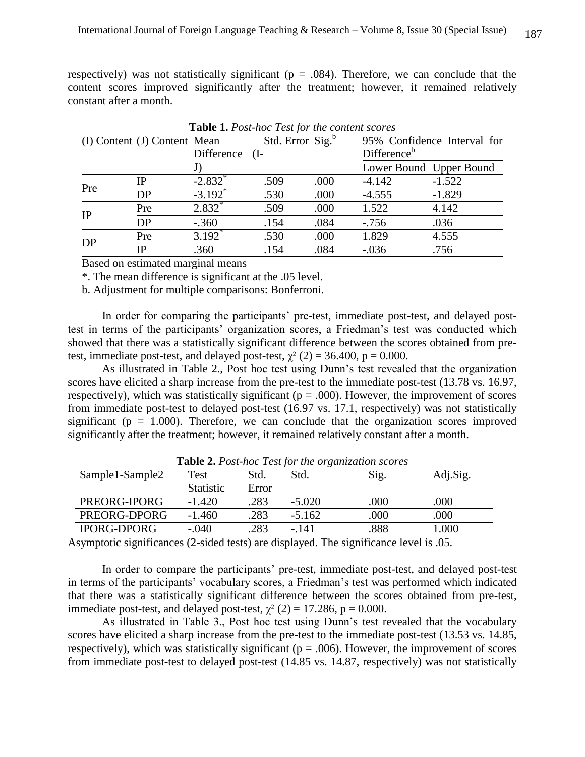respectively) was not statistically significant (p = .084). Therefore, we can conclude that the content scores improved significantly after the treatment; however, it remained relatively constant after a month.

**Table 1.** *Post-hoc Test for the content scores*

| (I) Content | (J) Content | Mean Difference (I-J) | Std. Error | Sig.[b] | 95% Confidence Interval for Difference[b] | |
|---|---|---|---|---|---|---|
| | | | | | Lower Bound | Upper Bound |
| Pre | IP | -2.832* | .509 | .000 | -4.142 | -1.522 |
| | DP | -3.192* | .530 | .000 | -4.555 | -1.829 |
| IP | Pre | 2.832* | .509 | .000 | 1.522 | 4.142 |
| | DP | -.360 | .154 | .084 | -.756 | .036 |
| DP | Pre | 3.192* | .530 | .000 | 1.829 | 4.555 |
| | IP | .360 | .154 | .084 | -.036 | .756 |

Based on estimated marginal means

*. The mean difference is significant at the .05 level.

b. Adjustment for multiple comparisons: Bonferroni.

In order for comparing the participants' pre-test, immediate post-test, and delayed post-test in terms of the participants' organization scores, a Friedman's test was conducted which showed that there was a statistically significant difference between the scores obtained from pre-test, immediate post-test, and delayed post-test, $\chi^2$ (2) = 36.400, p = 0.000.

As illustrated in Table 2., Post hoc test using Dunn's test revealed that the organization scores have elicited a sharp increase from the pre-test to the immediate post-test (13.78 vs. 16.97, respectively), which was statistically significant (p = .000). However, the improvement of scores from immediate post-test to delayed post-test (16.97 vs. 17.1, respectively) was not statistically significant (p = 1.000). Therefore, we can conclude that the organization scores improved significantly after the treatment; however, it remained relatively constant after a month.

**Table 2.** *Post-hoc Test for the organization scores*

| Sample1-Sample2 | Test Statistic | Std. Error | Std. | Sig. | Adj.Sig. |
|---|---|---|---|---|---|
| PREORG-IPORG | -1.420 | .283 | -5.020 | .000 | .000 |
| PREORG-DPORG | -1.460 | .283 | -5.162 | .000 | .000 |
| IPORG-DPORG | -.040 | .283 | -.141 | .888 | 1.000 |

Asymptotic significances (2-sided tests) are displayed. The significance level is .05.

In order to compare the participants' pre-test, immediate post-test, and delayed post-test in terms of the participants' vocabulary scores, a Friedman's test was performed which indicated that there was a statistically significant difference between the scores obtained from pre-test, immediate post-test, and delayed post-test, $\chi^2$ (2) = 17.286, p = 0.000.

As illustrated in Table 3., Post hoc test using Dunn's test revealed that the vocabulary scores have elicited a sharp increase from the pre-test to the immediate post-test (13.53 vs. 14.85, respectively), which was statistically significant (p = .006). However, the improvement of scores from immediate post-test to delayed post-test (14.85 vs. 14.87, respectively) was not statistically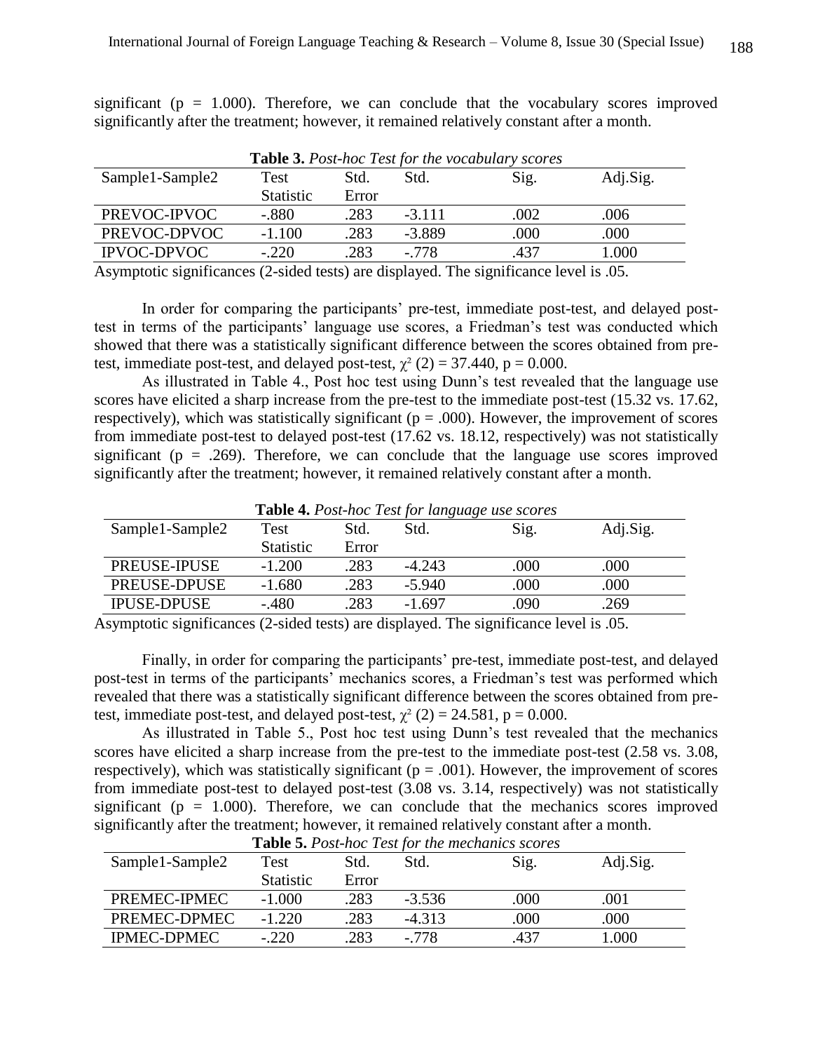significant (p = 1.000). Therefore, we can conclude that the vocabulary scores improved significantly after the treatment; however, it remained relatively constant after a month.

**Table 3.** *Post-hoc Test for the vocabulary scores*

| Sample1-Sample2 | Test Statistic | Std. Error | Std. | Sig. | Adj.Sig. |
|---|---|---|---|---|---|
| PREVOC-IPVOC | -.880 | .283 | -3.111 | .002 | .006 |
| PREVOC-DPVOC | -1.100 | .283 | -3.889 | .000 | .000 |
| IPVOC-DPVOC | -.220 | .283 | -.778 | .437 | 1.000 |

Asymptotic significances (2-sided tests) are displayed. The significance level is .05.

In order for comparing the participants' pre-test, immediate post-test, and delayed post-test in terms of the participants' language use scores, a Friedman's test was conducted which showed that there was a statistically significant difference between the scores obtained from pre-test, immediate post-test, and delayed post-test, $\chi^2$ (2) = 37.440, p = 0.000.

As illustrated in Table 4., Post hoc test using Dunn's test revealed that the language use scores have elicited a sharp increase from the pre-test to the immediate post-test (15.32 vs. 17.62, respectively), which was statistically significant (p = .000). However, the improvement of scores from immediate post-test to delayed post-test (17.62 vs. 18.12, respectively) was not statistically significant (p = .269). Therefore, we can conclude that the language use scores improved significantly after the treatment; however, it remained relatively constant after a month.

**Table 4.** *Post-hoc Test for language use scores*

| Sample1-Sample2 | Test Statistic | Std. Error | Std. | Sig. | Adj.Sig. |
|---|---|---|---|---|---|
| PREUSE-IPUSE | -1.200 | .283 | -4.243 | .000 | .000 |
| PREUSE-DPUSE | -1.680 | .283 | -5.940 | .000 | .000 |
| IPUSE-DPUSE | -.480 | .283 | -1.697 | .090 | .269 |

Asymptotic significances (2-sided tests) are displayed. The significance level is .05.

Finally, in order for comparing the participants' pre-test, immediate post-test, and delayed post-test in terms of the participants' mechanics scores, a Friedman's test was performed which revealed that there was a statistically significant difference between the scores obtained from pre-test, immediate post-test, and delayed post-test, $\chi^2$ (2) = 24.581, p = 0.000.

As illustrated in Table 5., Post hoc test using Dunn's test revealed that the mechanics scores have elicited a sharp increase from the pre-test to the immediate post-test (2.58 vs. 3.08, respectively), which was statistically significant (p = .001). However, the improvement of scores from immediate post-test to delayed post-test (3.08 vs. 3.14, respectively) was not statistically significant (p = 1.000). Therefore, we can conclude that the mechanics scores improved significantly after the treatment; however, it remained relatively constant after a month.

**Table 5.** *Post-hoc Test for the mechanics scores*

| Sample1-Sample2 | Test Statistic | Std. Error | Std. | Sig. | Adj.Sig. |
|---|---|---|---|---|---|
| PREMEC-IPMEC | -1.000 | .283 | -3.536 | .000 | .001 |
| PREMEC-DPMEC | -1.220 | .283 | -4.313 | .000 | .000 |
| IPMEC-DPMEC | -.220 | .283 | -.778 | .437 | 1.000 |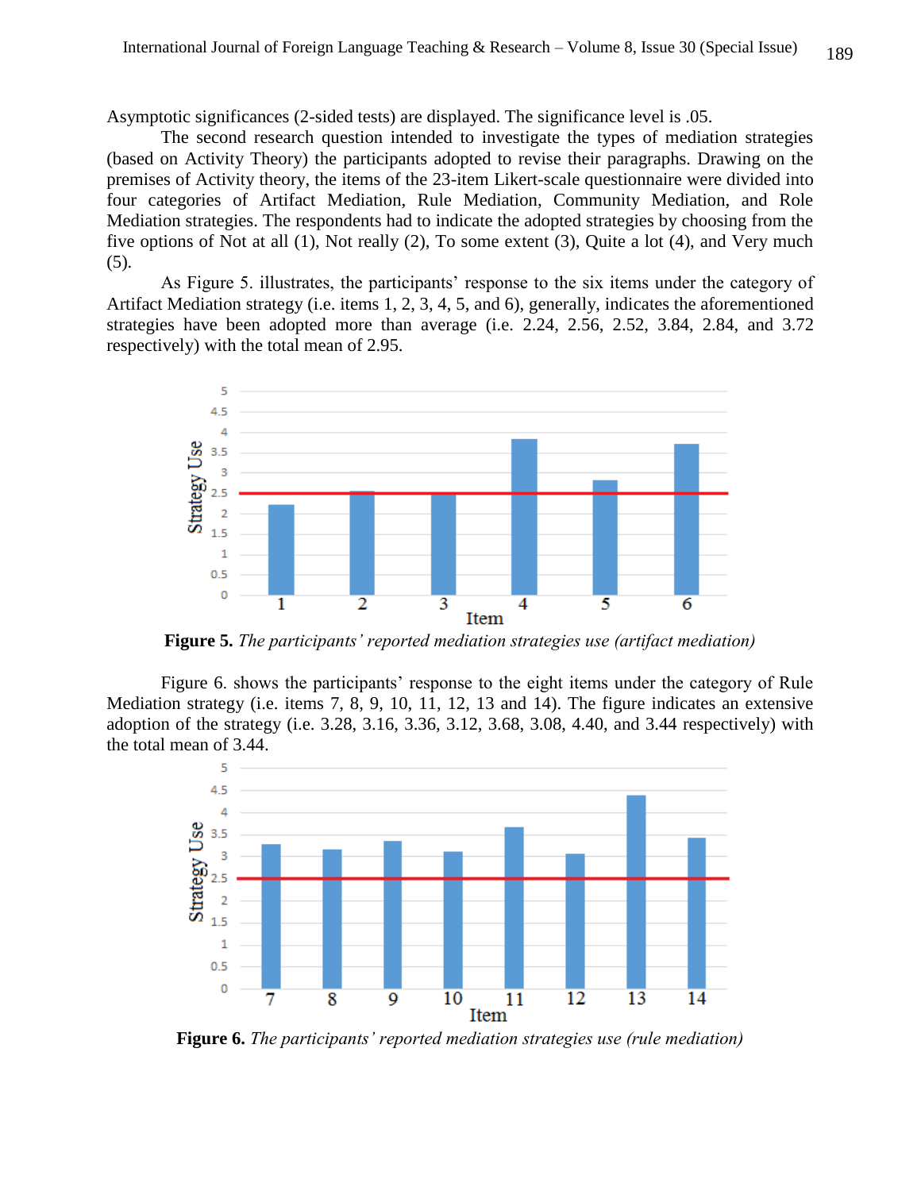Asymptotic significances (2-sided tests) are displayed. The significance level is .05.

The second research question intended to investigate the types of mediation strategies (based on Activity Theory) the participants adopted to revise their paragraphs. Drawing on the premises of Activity theory, the items of the 23-item Likert-scale questionnaire were divided into four categories of Artifact Mediation, Rule Mediation, Community Mediation, and Role Mediation strategies. The respondents had to indicate the adopted strategies by choosing from the five options of Not at all (1), Not really (2), To some extent (3), Quite a lot (4), and Very much (5).

As Figure 5. illustrates, the participants' response to the six items under the category of Artifact Mediation strategy (i.e. items 1, 2, 3, 4, 5, and 6), generally, indicates the aforementioned strategies have been adopted more than average (i.e. 2.24, 2.56, 2.52, 3.84, 2.84, and 3.72 respectively) with the total mean of 2.95.

**Figure 5.** *The participants' reported mediation strategies use (artifact mediation)*

Figure 6. shows the participants' response to the eight items under the category of Rule Mediation strategy (i.e. items 7, 8, 9, 10, 11, 12, 13 and 14). The figure indicates an extensive adoption of the strategy (i.e. 3.28, 3.16, 3.36, 3.12, 3.68, 3.08, 4.40, and 3.44 respectively) with the total mean of 3.44.

**Figure 6.** *The participants' reported mediation strategies use (rule mediation)*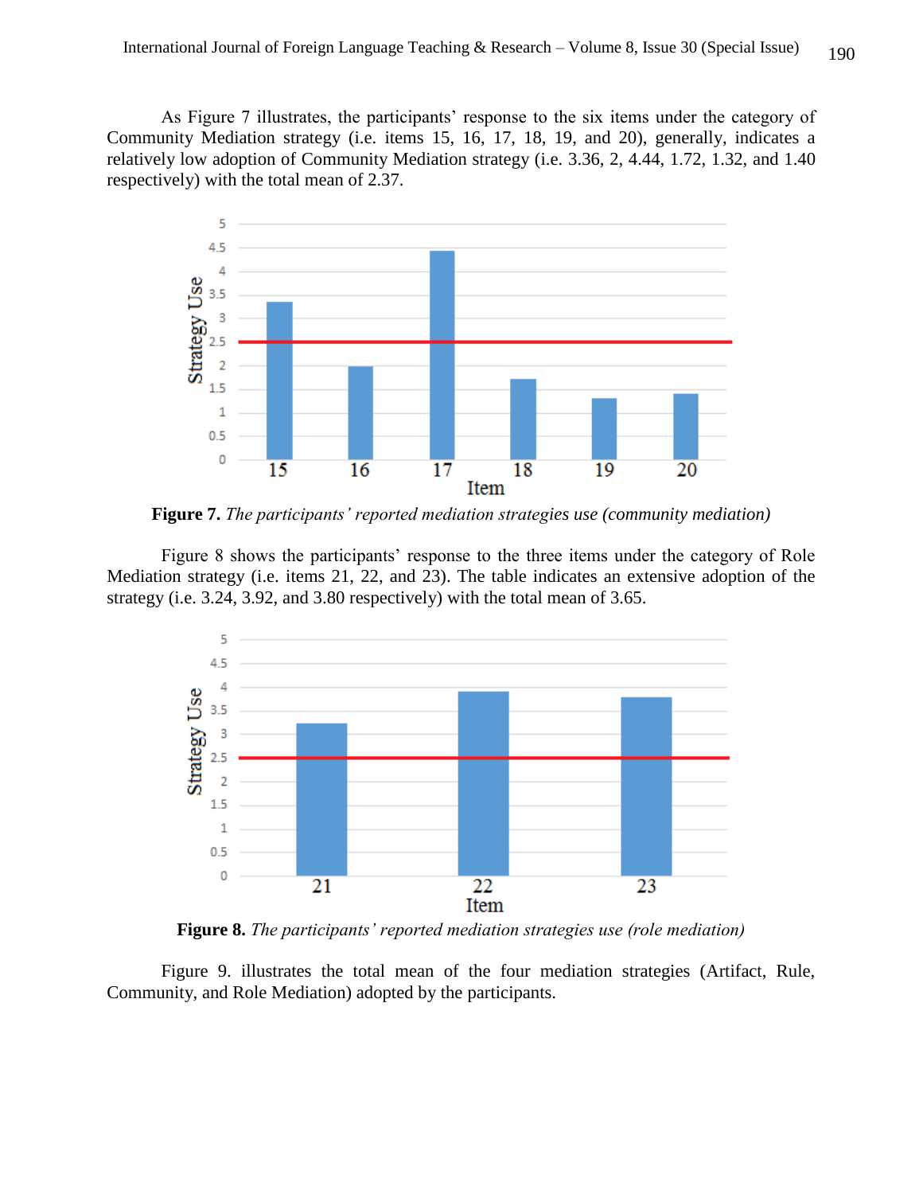As Figure 7 illustrates, the participants' response to the six items under the category of Community Mediation strategy (i.e. items 15, 16, 17, 18, 19, and 20), generally, indicates a relatively low adoption of Community Mediation strategy (i.e. 3.36, 2, 4.44, 1.72, 1.32, and 1.40 respectively) with the total mean of 2.37.

**Figure 7.** *The participants' reported mediation strategies use (community mediation)*

Figure 8 shows the participants' response to the three items under the category of Role Mediation strategy (i.e. items 21, 22, and 23). The table indicates an extensive adoption of the strategy (i.e. 3.24, 3.92, and 3.80 respectively) with the total mean of 3.65.

**Figure 8.** *The participants' reported mediation strategies use (role mediation)*

Figure 9. illustrates the total mean of the four mediation strategies (Artifact, Rule, Community, and Role Mediation) adopted by the participants.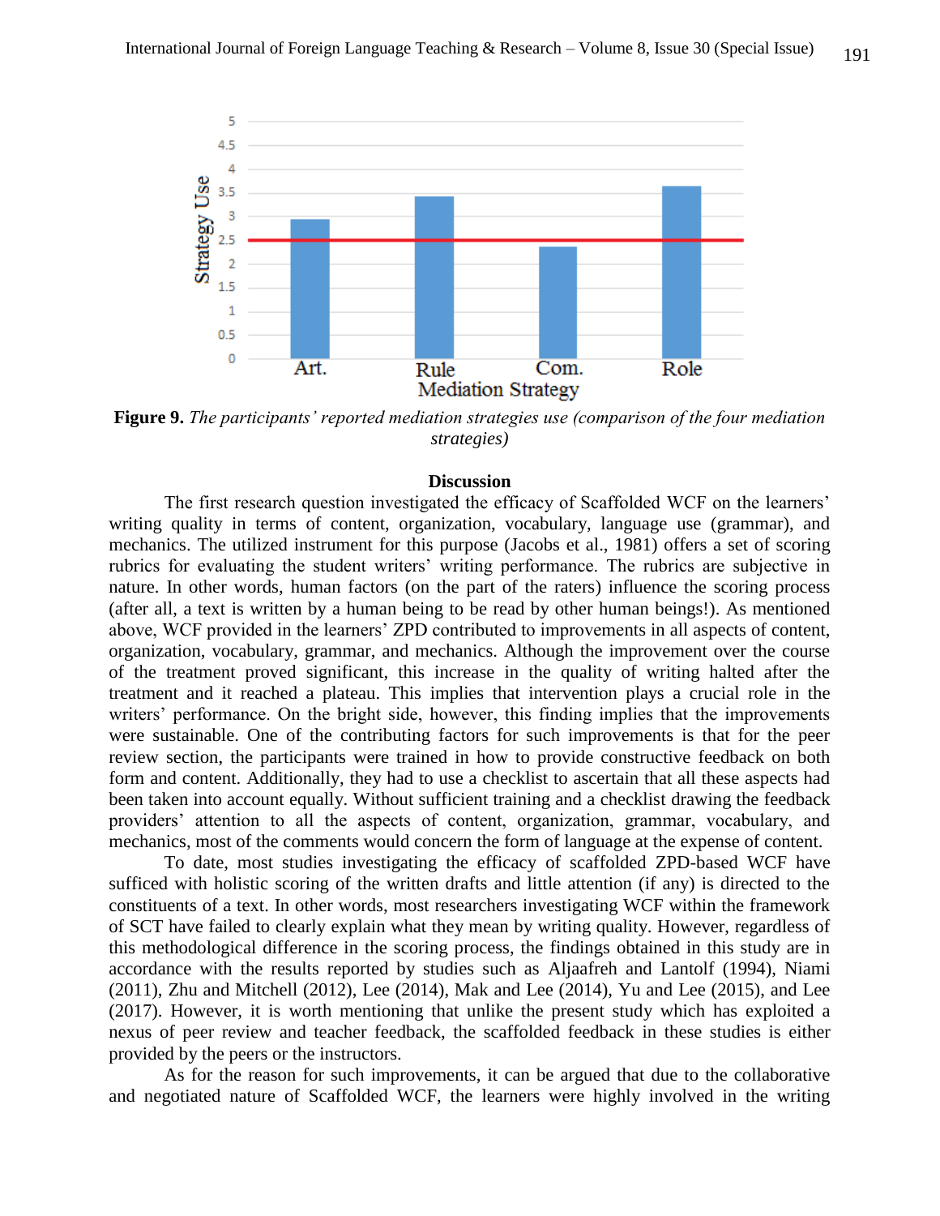**Figure 9.** *The participants' reported mediation strategies use (comparison of the four mediation strategies)*

## Discussion

The first research question investigated the efficacy of Scaffolded WCF on the learners' writing quality in terms of content, organization, vocabulary, language use (grammar), and mechanics. The utilized instrument for this purpose (Jacobs et al., 1981) offers a set of scoring rubrics for evaluating the student writers' writing performance. The rubrics are subjective in nature. In other words, human factors (on the part of the raters) influence the scoring process (after all, a text is written by a human being to be read by other human beings!). As mentioned above, WCF provided in the learners' ZPD contributed to improvements in all aspects of content, organization, vocabulary, grammar, and mechanics. Although the improvement over the course of the treatment proved significant, this increase in the quality of writing halted after the treatment and it reached a plateau. This implies that intervention plays a crucial role in the writers' performance. On the bright side, however, this finding implies that the improvements were sustainable. One of the contributing factors for such improvements is that for the peer review section, the participants were trained in how to provide constructive feedback on both form and content. Additionally, they had to use a checklist to ascertain that all these aspects had been taken into account equally. Without sufficient training and a checklist drawing the feedback providers' attention to all the aspects of content, organization, grammar, vocabulary, and mechanics, most of the comments would concern the form of language at the expense of content.

To date, most studies investigating the efficacy of scaffolded ZPD-based WCF have sufficed with holistic scoring of the written drafts and little attention (if any) is directed to the constituents of a text. In other words, most researchers investigating WCF within the framework of SCT have failed to clearly explain what they mean by writing quality. However, regardless of this methodological difference in the scoring process, the findings obtained in this study are in accordance with the results reported by studies such as Aljaafreh and Lantolf (1994), Niami (2011), Zhu and Mitchell (2012), Lee (2014), Mak and Lee (2014), Yu and Lee (2015), and Lee (2017). However, it is worth mentioning that unlike the present study which has exploited a nexus of peer review and teacher feedback, the scaffolded feedback in these studies is either provided by the peers or the instructors.

As for the reason for such improvements, it can be argued that due to the collaborative and negotiated nature of Scaffolded WCF, the learners were highly involved in the writing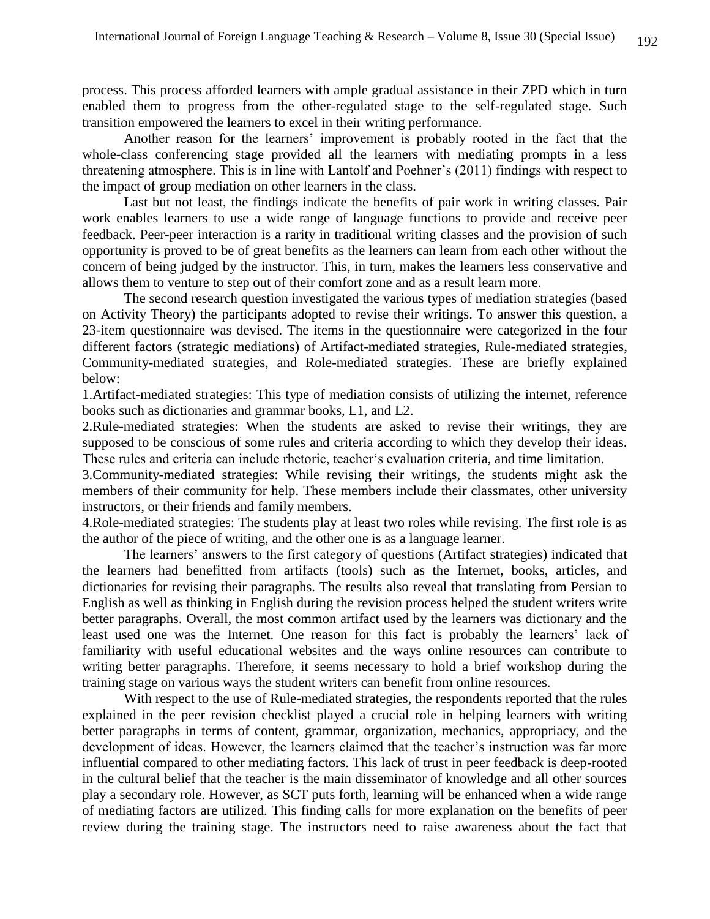process. This process afforded learners with ample gradual assistance in their ZPD which in turn enabled them to progress from the other-regulated stage to the self-regulated stage. Such transition empowered the learners to excel in their writing performance.

Another reason for the learners' improvement is probably rooted in the fact that the whole-class conferencing stage provided all the learners with mediating prompts in a less threatening atmosphere. This is in line with Lantolf and Poehner's (2011) findings with respect to the impact of group mediation on other learners in the class.

Last but not least, the findings indicate the benefits of pair work in writing classes. Pair work enables learners to use a wide range of language functions to provide and receive peer feedback. Peer-peer interaction is a rarity in traditional writing classes and the provision of such opportunity is proved to be of great benefits as the learners can learn from each other without the concern of being judged by the instructor. This, in turn, makes the learners less conservative and allows them to venture to step out of their comfort zone and as a result learn more.

The second research question investigated the various types of mediation strategies (based on Activity Theory) the participants adopted to revise their writings. To answer this question, a 23-item questionnaire was devised. The items in the questionnaire were categorized in the four different factors (strategic mediations) of Artifact-mediated strategies, Rule-mediated strategies, Community-mediated strategies, and Role-mediated strategies. These are briefly explained below:

1. Artifact-mediated strategies: This type of mediation consists of utilizing the internet, reference books such as dictionaries and grammar books, L1, and L2.
2. Rule-mediated strategies: When the students are asked to revise their writings, they are supposed to be conscious of some rules and criteria according to which they develop their ideas. These rules and criteria can include rhetoric, teacher's evaluation criteria, and time limitation.
3. Community-mediated strategies: While revising their writings, the students might ask the members of their community for help. These members include their classmates, other university instructors, or their friends and family members.
4. Role-mediated strategies: The students play at least two roles while revising. The first role is as the author of the piece of writing, and the other one is as a language learner.

The learners' answers to the first category of questions (Artifact strategies) indicated that the learners had benefitted from artifacts (tools) such as the Internet, books, articles, and dictionaries for revising their paragraphs. The results also reveal that translating from Persian to English as well as thinking in English during the revision process helped the student writers write better paragraphs. Overall, the most common artifact used by the learners was dictionary and the least used one was the Internet. One reason for this fact is probably the learners' lack of familiarity with useful educational websites and the ways online resources can contribute to writing better paragraphs. Therefore, it seems necessary to hold a brief workshop during the training stage on various ways the student writers can benefit from online resources.

With respect to the use of Rule-mediated strategies, the respondents reported that the rules explained in the peer revision checklist played a crucial role in helping learners with writing better paragraphs in terms of content, grammar, organization, mechanics, appropriacy, and the development of ideas. However, the learners claimed that the teacher's instruction was far more influential compared to other mediating factors. This lack of trust in peer feedback is deep-rooted in the cultural belief that the teacher is the main disseminator of knowledge and all other sources play a secondary role. However, as SCT puts forth, learning will be enhanced when a wide range of mediating factors are utilized. This finding calls for more explanation on the benefits of peer review during the training stage. The instructors need to raise awareness about the fact that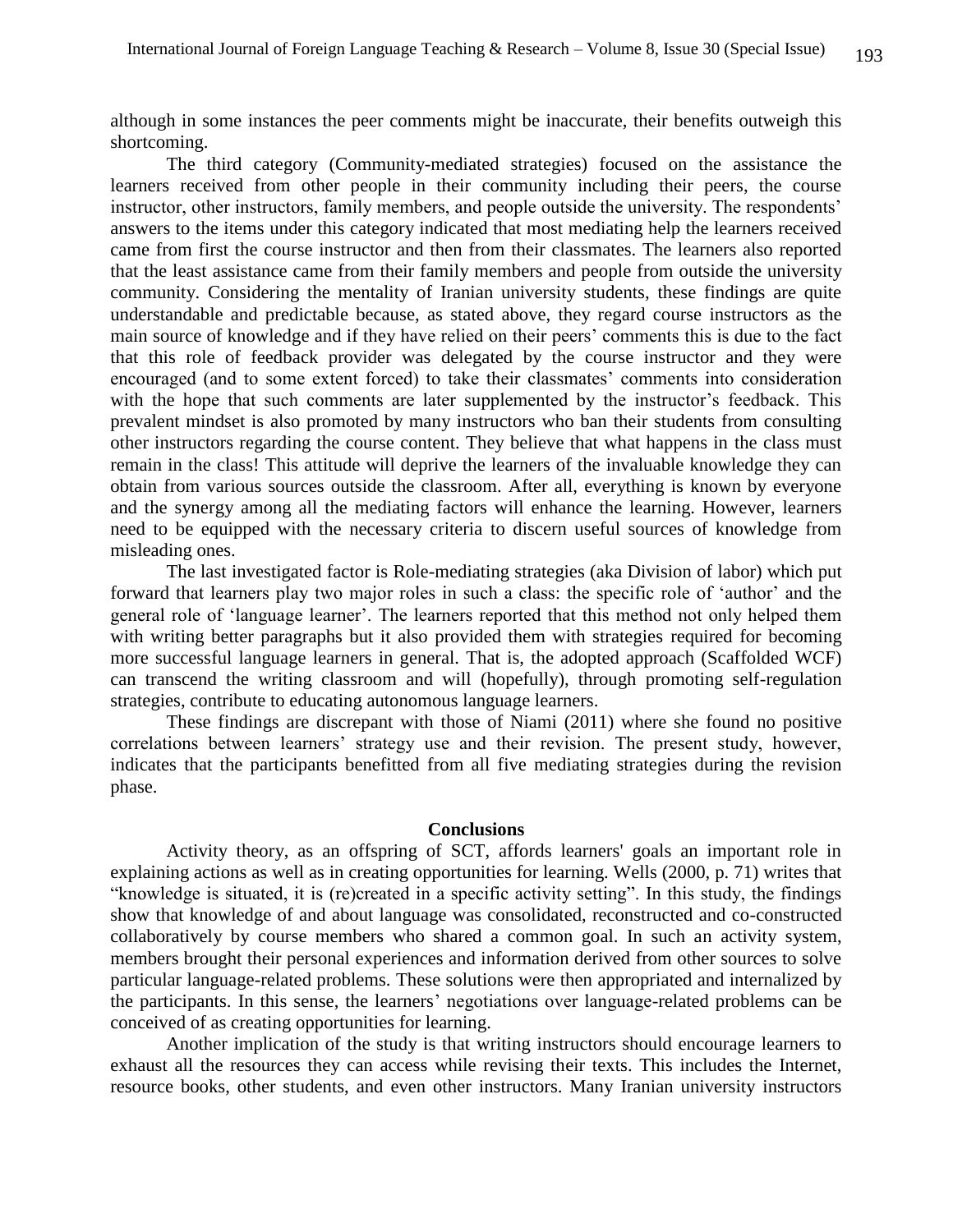although in some instances the peer comments might be inaccurate, their benefits outweigh this shortcoming.

The third category (Community-mediated strategies) focused on the assistance the learners received from other people in their community including their peers, the course instructor, other instructors, family members, and people outside the university. The respondents' answers to the items under this category indicated that most mediating help the learners received came from first the course instructor and then from their classmates. The learners also reported that the least assistance came from their family members and people from outside the university community. Considering the mentality of Iranian university students, these findings are quite understandable and predictable because, as stated above, they regard course instructors as the main source of knowledge and if they have relied on their peers' comments this is due to the fact that this role of feedback provider was delegated by the course instructor and they were encouraged (and to some extent forced) to take their classmates' comments into consideration with the hope that such comments are later supplemented by the instructor's feedback. This prevalent mindset is also promoted by many instructors who ban their students from consulting other instructors regarding the course content. They believe that what happens in the class must remain in the class! This attitude will deprive the learners of the invaluable knowledge they can obtain from various sources outside the classroom. After all, everything is known by everyone and the synergy among all the mediating factors will enhance the learning. However, learners need to be equipped with the necessary criteria to discern useful sources of knowledge from misleading ones.

The last investigated factor is Role-mediating strategies (aka Division of labor) which put forward that learners play two major roles in such a class: the specific role of 'author' and the general role of 'language learner'. The learners reported that this method not only helped them with writing better paragraphs but it also provided them with strategies required for becoming more successful language learners in general. That is, the adopted approach (Scaffolded WCF) can transcend the writing classroom and will (hopefully), through promoting self-regulation strategies, contribute to educating autonomous language learners.

These findings are discrepant with those of Niami (2011) where she found no positive correlations between learners' strategy use and their revision. The present study, however, indicates that the participants benefitted from all five mediating strategies during the revision phase.

## Conclusions

Activity theory, as an offspring of SCT, affords learners' goals an important role in explaining actions as well as in creating opportunities for learning. Wells (2000, p. 71) writes that "knowledge is situated, it is (re)created in a specific activity setting". In this study, the findings show that knowledge of and about language was consolidated, reconstructed and co-constructed collaboratively by course members who shared a common goal. In such an activity system, members brought their personal experiences and information derived from other sources to solve particular language-related problems. These solutions were then appropriated and internalized by the participants. In this sense, the learners' negotiations over language-related problems can be conceived of as creating opportunities for learning.

Another implication of the study is that writing instructors should encourage learners to exhaust all the resources they can access while revising their texts. This includes the Internet, resource books, other students, and even other instructors. Many Iranian university instructors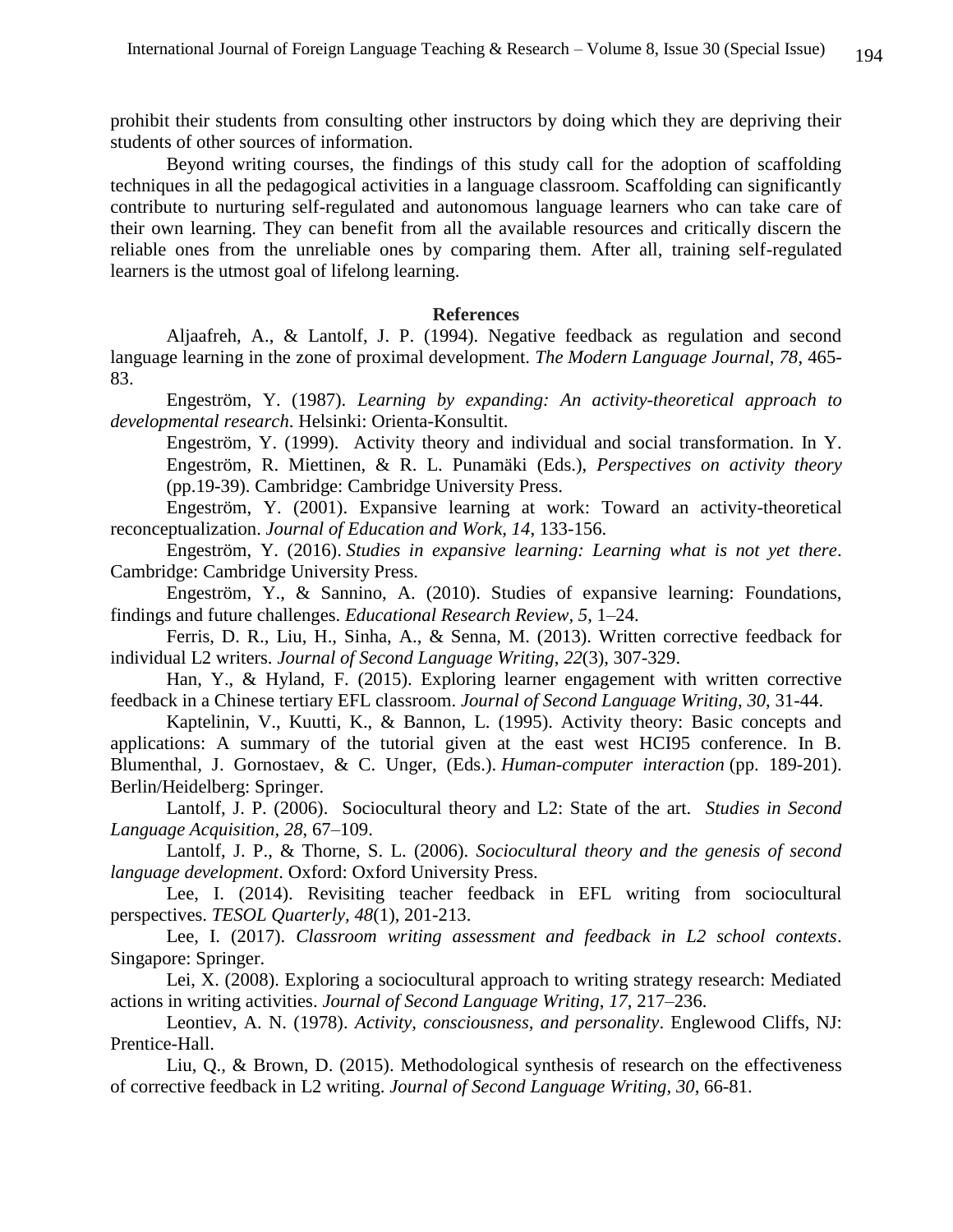prohibit their students from consulting other instructors by doing which they are depriving their students of other sources of information.

Beyond writing courses, the findings of this study call for the adoption of scaffolding techniques in all the pedagogical activities in a language classroom. Scaffolding can significantly contribute to nurturing self-regulated and autonomous language learners who can take care of their own learning. They can benefit from all the available resources and critically discern the reliable ones from the unreliable ones by comparing them. After all, training self-regulated learners is the utmost goal of lifelong learning.

## References

Aljaafreh, A., & Lantolf, J. P. (1994). Negative feedback as regulation and second language learning in the zone of proximal development. *The Modern Language Journal, 78*, 465-83.

Engeström, Y. (1987). *Learning by expanding: An activity-theoretical approach to developmental research*. Helsinki: Orienta-Konsultit.

Engeström, Y. (1999). Activity theory and individual and social transformation. In Y. Engeström, R. Miettinen, & R. L. Punamäki (Eds.), *Perspectives on activity theory* (pp.19-39). Cambridge: Cambridge University Press.

Engeström, Y. (2001). Expansive learning at work: Toward an activity-theoretical reconceptualization. *Journal of Education and Work, 14*, 133-156.

Engeström, Y. (2016). *Studies in expansive learning: Learning what is not yet there*. Cambridge: Cambridge University Press.

Engeström, Y., & Sannino, A. (2010). Studies of expansive learning: Foundations, findings and future challenges. *Educational Research Review, 5*, 1–24.

Ferris, D. R., Liu, H., Sinha, A., & Senna, M. (2013). Written corrective feedback for individual L2 writers. *Journal of Second Language Writing*, *22*(3), 307-329.

Han, Y., & Hyland, F. (2015). Exploring learner engagement with written corrective feedback in a Chinese tertiary EFL classroom. *Journal of Second Language Writing*, *30*, 31-44.

Kaptelinin, V., Kuutti, K., & Bannon, L. (1995). Activity theory: Basic concepts and applications: A summary of the tutorial given at the east west HCI95 conference. In B. Blumenthal, J. Gornostaev, & C. Unger, (Eds.). *Human-computer interaction* (pp. 189-201). Berlin/Heidelberg: Springer.

Lantolf, J. P. (2006). Sociocultural theory and L2: State of the art. *Studies in Second Language Acquisition, 28*, 67–109.

Lantolf, J. P., & Thorne, S. L. (2006). *Sociocultural theory and the genesis of second language development*. Oxford: Oxford University Press.

Lee, I. (2014). Revisiting teacher feedback in EFL writing from sociocultural perspectives. *TESOL Quarterly, 48*(1), 201-213.

Lee, I. (2017). *Classroom writing assessment and feedback in L2 school contexts*. Singapore: Springer.

Lei, X. (2008). Exploring a sociocultural approach to writing strategy research: Mediated actions in writing activities. *Journal of Second Language Writing*, *17*, 217–236.

Leontiev, A. N. (1978). *Activity, consciousness, and personality*. Englewood Cliffs, NJ: Prentice-Hall.

Liu, Q., & Brown, D. (2015). Methodological synthesis of research on the effectiveness of corrective feedback in L2 writing. *Journal of Second Language Writing*, *30*, 66-81.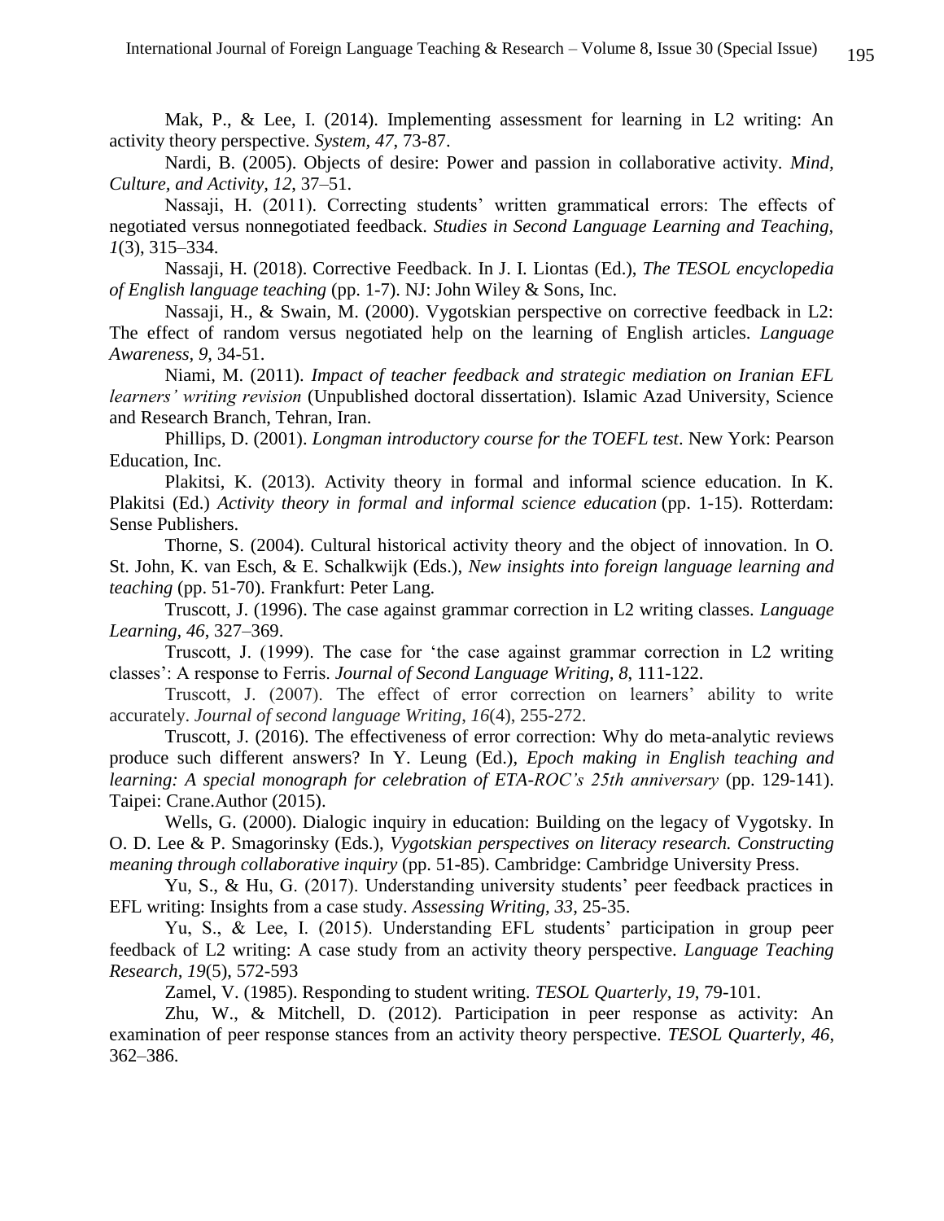Mak, P., & Lee, I. (2014). Implementing assessment for learning in L2 writing: An activity theory perspective. *System*, *47*, 73-87.

Nardi, B. (2005). Objects of desire: Power and passion in collaborative activity. *Mind, Culture, and Activity, 12*, 37–51.

Nassaji, H. (2011). Correcting students' written grammatical errors: The effects of negotiated versus nonnegotiated feedback. *Studies in Second Language Learning and Teaching, 1*(3), 315–334.

Nassaji, H. (2018). Corrective Feedback. In J. I. Liontas (Ed.), *The TESOL encyclopedia of English language teaching* (pp. 1-7). NJ: John Wiley & Sons, Inc.

Nassaji, H., & Swain, M. (2000). Vygotskian perspective on corrective feedback in L2: The effect of random versus negotiated help on the learning of English articles. *Language Awareness, 9*, 34-51.

Niami, M. (2011). *Impact of teacher feedback and strategic mediation on Iranian EFL learners' writing revision* (Unpublished doctoral dissertation). Islamic Azad University, Science and Research Branch, Tehran, Iran.

Phillips, D. (2001). *Longman introductory course for the TOEFL test*. New York: Pearson Education, Inc.

Plakitsi, K. (2013). Activity theory in formal and informal science education. In K. Plakitsi (Ed.) *Activity theory in formal and informal science education* (pp. 1-15). Rotterdam: Sense Publishers.

Thorne, S. (2004). Cultural historical activity theory and the object of innovation. In O. St. John, K. van Esch, & E. Schalkwijk (Eds.), *New insights into foreign language learning and teaching* (pp. 51-70). Frankfurt: Peter Lang.

Truscott, J. (1996). The case against grammar correction in L2 writing classes. *Language Learning, 46*, 327–369.

Truscott, J. (1999). The case for 'the case against grammar correction in L2 writing classes': A response to Ferris. *Journal of Second Language Writing, 8*, 111-122.

Truscott, J. (2007). The effect of error correction on learners' ability to write accurately. *Journal of second language Writing*, *16*(4), 255-272.

Truscott, J. (2016). The effectiveness of error correction: Why do meta-analytic reviews produce such different answers? In Y. Leung (Ed.), *Epoch making in English teaching and learning: A special monograph for celebration of ETA-ROC's 25th anniversary* (pp. 129-141). Taipei: Crane.Author (2015).

Wells, G. (2000). Dialogic inquiry in education: Building on the legacy of Vygotsky. In O. D. Lee & P. Smagorinsky (Eds.), *Vygotskian perspectives on literacy research. Constructing meaning through collaborative inquiry* (pp. 51-85). Cambridge: Cambridge University Press.

Yu, S., & Hu, G. (2017). Understanding university students' peer feedback practices in EFL writing: Insights from a case study. *Assessing Writing, 33*, 25-35.

Yu, S., & Lee, I. (2015). Understanding EFL students' participation in group peer feedback of L2 writing: A case study from an activity theory perspective. *Language Teaching Research, 19*(5), 572-593

Zamel, V. (1985). Responding to student writing. *TESOL Quarterly, 19*, 79-101.

Zhu, W., & Mitchell, D. (2012). Participation in peer response as activity: An examination of peer response stances from an activity theory perspective. *TESOL Quarterly, 46*, 362–386.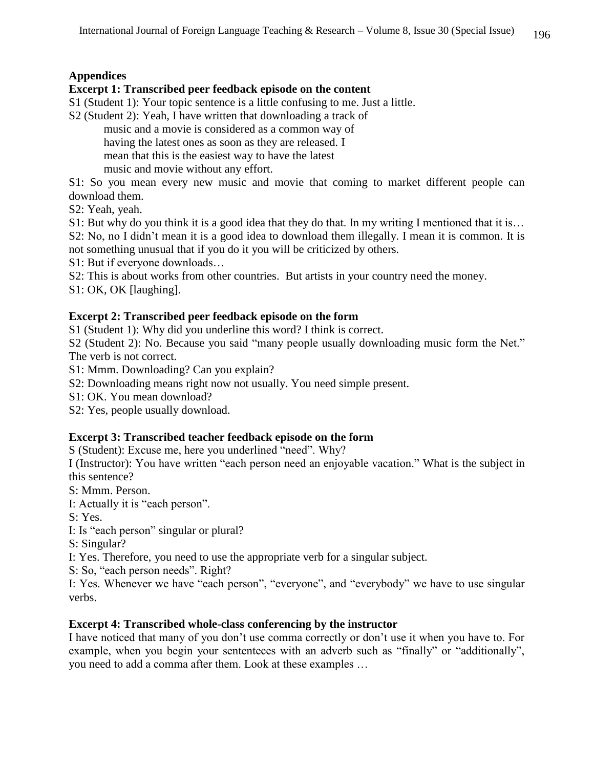## Appendices

### Excerpt 1: Transcribed peer feedback episode on the content

S1 (Student 1): Your topic sentence is a little confusing to me. Just a little.

S2 (Student 2): Yeah, I have written that downloading a track of music and a movie is considered as a common way of having the latest ones as soon as they are released. I mean that this is the easiest way to have the latest music and movie without any effort.

S1: So you mean every new music and movie that coming to market different people can download them.

S2: Yeah, yeah.

S1: But why do you think it is a good idea that they do that. In my writing I mentioned that it is…

S2: No, no I didn't mean it is a good idea to download them illegally. I mean it is common. It is not something unusual that if you do it you will be criticized by others.

S1: But if everyone downloads…

S2: This is about works from other countries. But artists in your country need the money.

S1: OK, OK [laughing].

### Excerpt 2: Transcribed peer feedback episode on the form

S1 (Student 1): Why did you underline this word? I think is correct.

S2 (Student 2): No. Because you said "many people usually downloading music form the Net." The verb is not correct.

S1: Mmm. Downloading? Can you explain?

S2: Downloading means right now not usually. You need simple present.

S1: OK. You mean download?

S2: Yes, people usually download.

### Excerpt 3: Transcribed teacher feedback episode on the form

S (Student): Excuse me, here you underlined "need". Why?

I (Instructor): You have written "each person need an enjoyable vacation." What is the subject in this sentence?

S: Mmm. Person.

I: Actually it is "each person".

S: Yes.

I: Is "each person" singular or plural?

S: Singular?

I: Yes. Therefore, you need to use the appropriate verb for a singular subject.

S: So, "each person needs". Right?

I: Yes. Whenever we have "each person", "everyone", and "everybody" we have to use singular verbs.

### Excerpt 4: Transcribed whole-class conferencing by the instructor

I have noticed that many of you don't use comma correctly or don't use it when you have to. For example, when you begin your senteteces with an adverb such as "finally" or "additionally", you need to add a comma after them. Look at these examples …